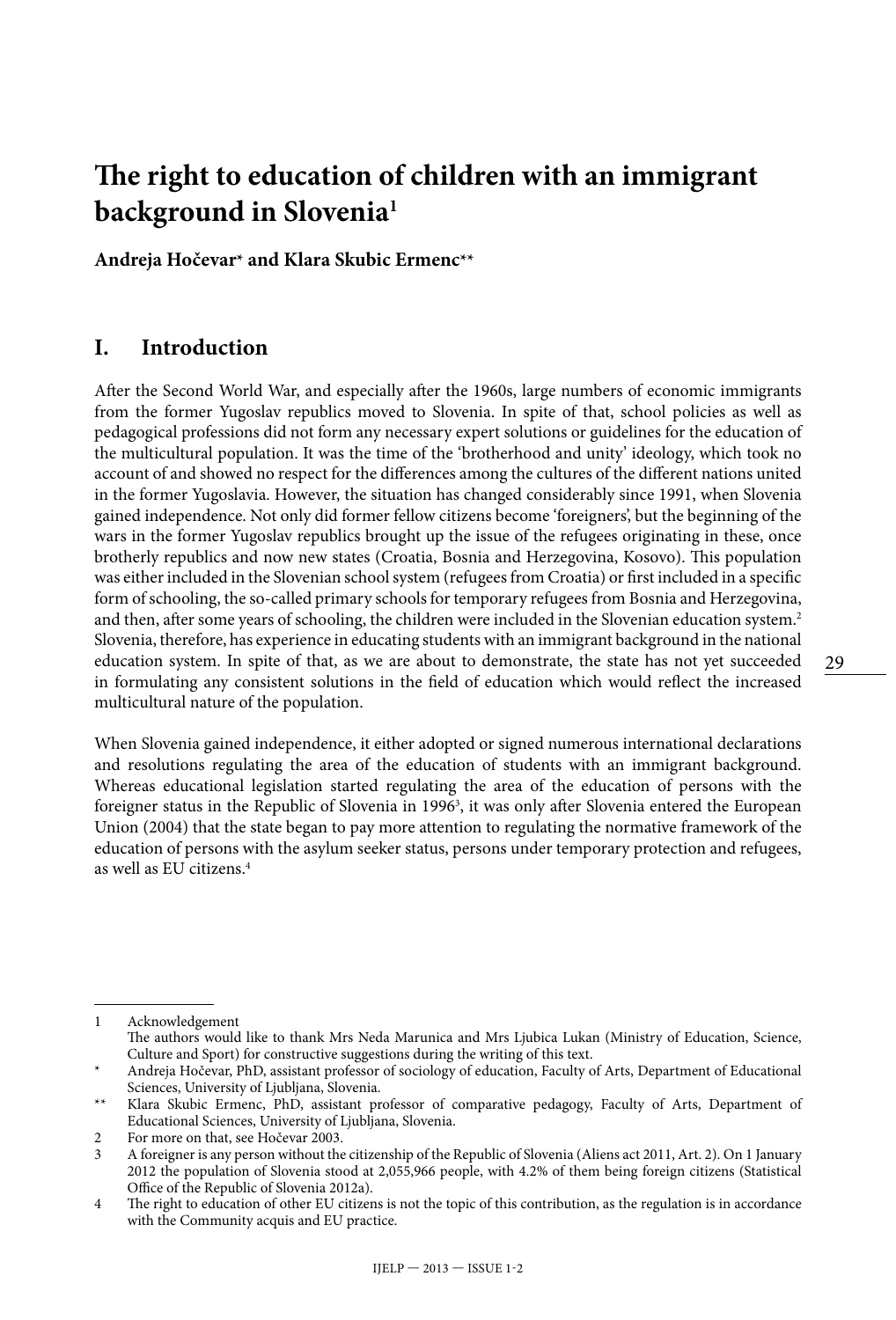# The right to education of children with an immigrant background in Slovenia[1]

**Andreja Hočevar[*] and Klara Skubic Ermenc[**]**

## I. Introduction

After the Second World War, and especially after the 1960s, large numbers of economic immigrants from the former Yugoslav republics moved to Slovenia. In spite of that, school policies as well as pedagogical professions did not form any necessary expert solutions or guidelines for the education of the multicultural population. It was the time of the 'brotherhood and unity' ideology, which took no account of and showed no respect for the differences among the cultures of the different nations united in the former Yugoslavia. However, the situation has changed considerably since 1991, when Slovenia gained independence. Not only did former fellow citizens become 'foreigners', but the beginning of the wars in the former Yugoslav republics brought up the issue of the refugees originating in these, once brotherly republics and now new states (Croatia, Bosnia and Herzegovina, Kosovo). This population was either included in the Slovenian school system (refugees from Croatia) or first included in a specific form of schooling, the so-called primary schools for temporary refugees from Bosnia and Herzegovina, and then, after some years of schooling, the children were included in the Slovenian education system.[2] Slovenia, therefore, has experience in educating students with an immigrant background in the national education system. In spite of that, as we are about to demonstrate, the state has not yet succeeded in formulating any consistent solutions in the field of education which would reflect the increased multicultural nature of the population.

When Slovenia gained independence, it either adopted or signed numerous international declarations and resolutions regulating the area of the education of students with an immigrant background. Whereas educational legislation started regulating the area of the education of persons with the foreigner status in the Republic of Slovenia in 1996[3], it was only after Slovenia entered the European Union (2004) that the state began to pay more attention to regulating the normative framework of the education of persons with the asylum seeker status, persons under temporary protection and refugees, as well as EU citizens.[4]

---

1 Acknowledgement
The authors would like to thank Mrs Neda Marunica and Mrs Ljubica Lukan (Ministry of Education, Science, Culture and Sport) for constructive suggestions during the writing of this text.

\* Andreja Hočevar, PhD, assistant professor of sociology of education, Faculty of Arts, Department of Educational Sciences, University of Ljubljana, Slovenia.

\** Klara Skubic Ermenc, PhD, assistant professor of comparative pedagogy, Faculty of Arts, Department of Educational Sciences, University of Ljubljana, Slovenia.

2 For more on that, see Hočevar 2003.

3 A foreigner is any person without the citizenship of the Republic of Slovenia (Aliens act 2011, Art. 2). On 1 January 2012 the population of Slovenia stood at 2,055,966 people, with 4.2% of them being foreign citizens (Statistical Office of the Republic of Slovenia 2012a).

4 The right to education of other EU citizens is not the topic of this contribution, as the regulation is in accordance with the Community acquis and EU practice.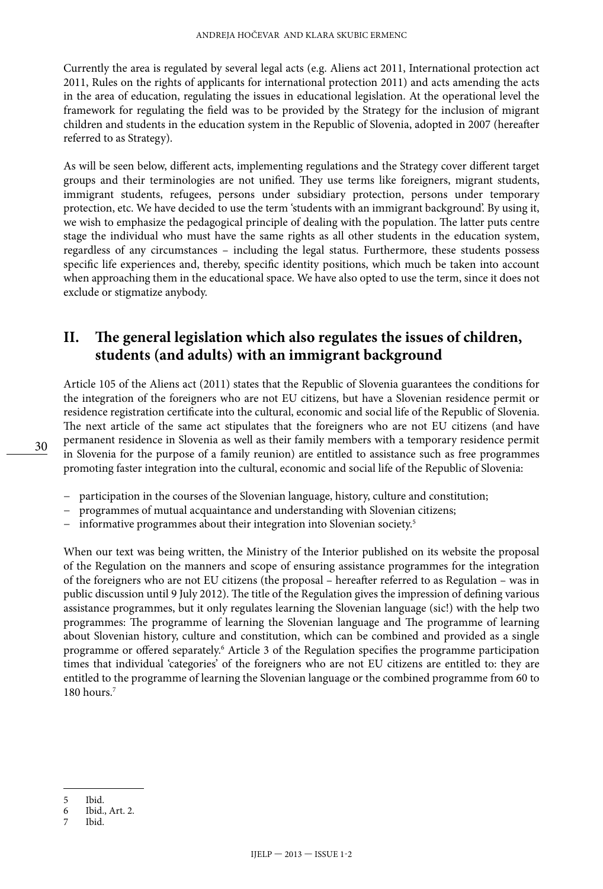Currently the area is regulated by several legal acts (e.g. Aliens act 2011, International protection act 2011, Rules on the rights of applicants for international protection 2011) and acts amending the acts in the area of education, regulating the issues in educational legislation. At the operational level the framework for regulating the field was to be provided by the Strategy for the inclusion of migrant children and students in the education system in the Republic of Slovenia, adopted in 2007 (hereafter referred to as Strategy).

As will be seen below, different acts, implementing regulations and the Strategy cover different target groups and their terminologies are not unified. They use terms like foreigners, migrant students, immigrant students, refugees, persons under subsidiary protection, persons under temporary protection, etc. We have decided to use the term 'students with an immigrant background'. By using it, we wish to emphasize the pedagogical principle of dealing with the population. The latter puts centre stage the individual who must have the same rights as all other students in the education system, regardless of any circumstances – including the legal status. Furthermore, these students possess specific life experiences and, thereby, specific identity positions, which much be taken into account when approaching them in the educational space. We have also opted to use the term, since it does not exclude or stigmatize anybody.

## II. The general legislation which also regulates the issues of children, students (and adults) with an immigrant background

Article 105 of the Aliens act (2011) states that the Republic of Slovenia guarantees the conditions for the integration of the foreigners who are not EU citizens, but have a Slovenian residence permit or residence registration certificate into the cultural, economic and social life of the Republic of Slovenia. The next article of the same act stipulates that the foreigners who are not EU citizens (and have permanent residence in Slovenia as well as their family members with a temporary residence permit in Slovenia for the purpose of a family reunion) are entitled to assistance such as free programmes promoting faster integration into the cultural, economic and social life of the Republic of Slovenia:

- participation in the courses of the Slovenian language, history, culture and constitution;
- programmes of mutual acquaintance and understanding with Slovenian citizens;
- informative programmes about their integration into Slovenian society.[5]

When our text was being written, the Ministry of the Interior published on its website the proposal of the Regulation on the manners and scope of ensuring assistance programmes for the integration of the foreigners who are not EU citizens (the proposal – hereafter referred to as Regulation – was in public discussion until 9 July 2012). The title of the Regulation gives the impression of defining various assistance programmes, but it only regulates learning the Slovenian language (sic!) with the help two programmes: The programme of learning the Slovenian language and The programme of learning about Slovenian history, culture and constitution, which can be combined and provided as a single programme or offered separately.[6] Article 3 of the Regulation specifies the programme participation times that individual 'categories' of the foreigners who are not EU citizens are entitled to: they are entitled to the programme of learning the Slovenian language or the combined programme from 60 to 180 hours.[7]

---

5 Ibid.
6 Ibid., Art. 2.
7 Ibid.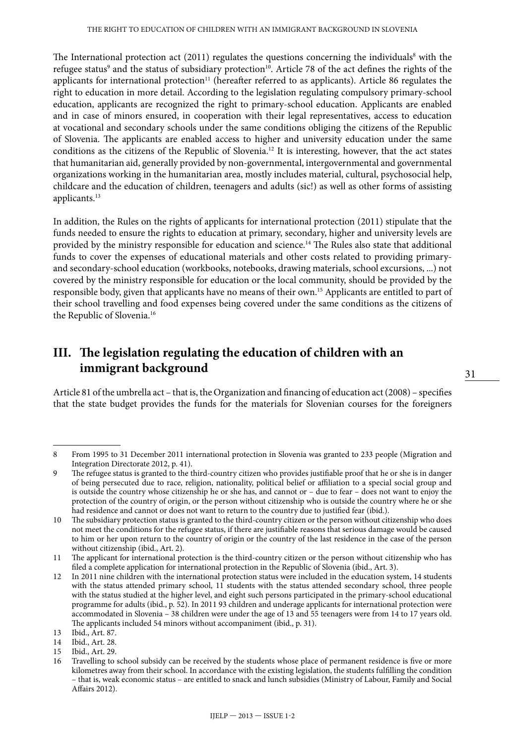The International protection act (2011) regulates the questions concerning the individuals[8] with the refugee status[9] and the status of subsidiary protection[10]. Article 78 of the act defines the rights of the applicants for international protection[11] (hereafter referred to as applicants). Article 86 regulates the right to education in more detail. According to the legislation regulating compulsory primary-school education, applicants are recognized the right to primary-school education. Applicants are enabled and in case of minors ensured, in cooperation with their legal representatives, access to education at vocational and secondary schools under the same conditions obliging the citizens of the Republic of Slovenia. The applicants are enabled access to higher and university education under the same conditions as the citizens of the Republic of Slovenia.[12] It is interesting, however, that the act states that humanitarian aid, generally provided by non-governmental, intergovernmental and governmental organizations working in the humanitarian area, mostly includes material, cultural, psychosocial help, childcare and the education of children, teenagers and adults (sic!) as well as other forms of assisting applicants.[13]

In addition, the Rules on the rights of applicants for international protection (2011) stipulate that the funds needed to ensure the rights to education at primary, secondary, higher and university levels are provided by the ministry responsible for education and science.[14] The Rules also state that additional funds to cover the expenses of educational materials and other costs related to providing primary- and secondary-school education (workbooks, notebooks, drawing materials, school excursions, ...) not covered by the ministry responsible for education or the local community, should be provided by the responsible body, given that applicants have no means of their own.[15] Applicants are entitled to part of their school travelling and food expenses being covered under the same conditions as the citizens of the Republic of Slovenia.[16]

## III. The legislation regulating the education of children with an immigrant background

Article 81 of the umbrella act – that is, the Organization and financing of education act (2008) – specifies that the state budget provides the funds for the materials for Slovenian courses for the foreigners

---

8 From 1995 to 31 December 2011 international protection in Slovenia was granted to 233 people (Migration and Integration Directorate 2012, p. 41).

9 The refugee status is granted to the third-country citizen who provides justifiable proof that he or she is in danger of being persecuted due to race, religion, nationality, political belief or affiliation to a special social group and is outside the country whose citizenship he or she has, and cannot or – due to fear – does not want to enjoy the protection of the country of origin, or the person without citizenship who is outside the country where he or she had residence and cannot or does not want to return to the country due to justified fear (ibid.).

10 The subsidiary protection status is granted to the third-country citizen or the person without citizenship who does not meet the conditions for the refugee status, if there are justifiable reasons that serious damage would be caused to him or her upon return to the country of origin or the country of the last residence in the case of the person without citizenship (ibid., Art. 2).

11 The applicant for international protection is the third-country citizen or the person without citizenship who has filed a complete application for international protection in the Republic of Slovenia (ibid., Art. 3).

12 In 2011 nine children with the international protection status were included in the education system, 14 students with the status attended primary school, 11 students with the status attended secondary school, three people with the status studied at the higher level, and eight such persons participated in the primary-school educational programme for adults (ibid., p. 52). In 2011 93 children and underage applicants for international protection were accommodated in Slovenia – 38 children were under the age of 13 and 55 teenagers were from 14 to 17 years old. The applicants included 54 minors without accompaniment (ibid., p. 31).

13 Ibid., Art. 87.

14 Ibid., Art. 28.

15 Ibid., Art. 29.

16 Travelling to school subsidy can be received by the students whose place of permanent residence is five or more kilometres away from their school. In accordance with the existing legislation, the students fulfilling the condition – that is, weak economic status – are entitled to snack and lunch subsidies (Ministry of Labour, Family and Social Affairs 2012).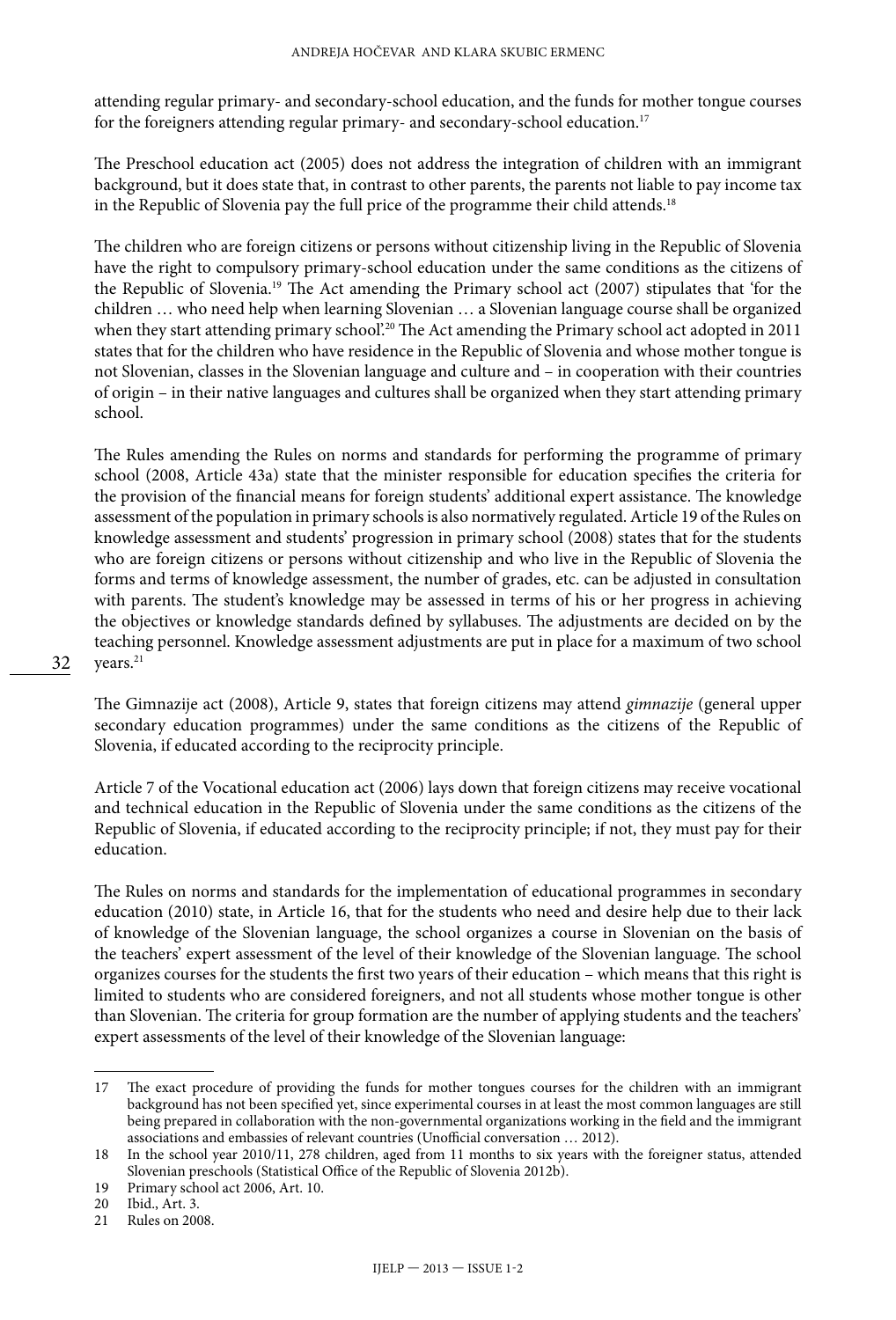attending regular primary- and secondary-school education, and the funds for mother tongue courses for the foreigners attending regular primary- and secondary-school education.[17]

The Preschool education act (2005) does not address the integration of children with an immigrant background, but it does state that, in contrast to other parents, the parents not liable to pay income tax in the Republic of Slovenia pay the full price of the programme their child attends.[18]

The children who are foreign citizens or persons without citizenship living in the Republic of Slovenia have the right to compulsory primary-school education under the same conditions as the citizens of the Republic of Slovenia.[19] The Act amending the Primary school act (2007) stipulates that 'for the children … who need help when learning Slovenian … a Slovenian language course shall be organized when they start attending primary school'.[20] The Act amending the Primary school act adopted in 2011 states that for the children who have residence in the Republic of Slovenia and whose mother tongue is not Slovenian, classes in the Slovenian language and culture and – in cooperation with their countries of origin – in their native languages and cultures shall be organized when they start attending primary school.

The Rules amending the Rules on norms and standards for performing the programme of primary school (2008, Article 43a) state that the minister responsible for education specifies the criteria for the provision of the financial means for foreign students' additional expert assistance. The knowledge assessment of the population in primary schools is also normatively regulated. Article 19 of the Rules on knowledge assessment and students' progression in primary school (2008) states that for the students who are foreign citizens or persons without citizenship and who live in the Republic of Slovenia the forms and terms of knowledge assessment, the number of grades, etc. can be adjusted in consultation with parents. The student's knowledge may be assessed in terms of his or her progress in achieving the objectives or knowledge standards defined by syllabuses. The adjustments are decided on by the teaching personnel. Knowledge assessment adjustments are put in place for a maximum of two school years.[21]

The Gimnazije act (2008), Article 9, states that foreign citizens may attend *gimnazije* (general upper secondary education programmes) under the same conditions as the citizens of the Republic of Slovenia, if educated according to the reciprocity principle.

Article 7 of the Vocational education act (2006) lays down that foreign citizens may receive vocational and technical education in the Republic of Slovenia under the same conditions as the citizens of the Republic of Slovenia, if educated according to the reciprocity principle; if not, they must pay for their education.

The Rules on norms and standards for the implementation of educational programmes in secondary education (2010) state, in Article 16, that for the students who need and desire help due to their lack of knowledge of the Slovenian language, the school organizes a course in Slovenian on the basis of the teachers' expert assessment of the level of their knowledge of the Slovenian language. The school organizes courses for the students the first two years of their education – which means that this right is limited to students who are considered foreigners, and not all students whose mother tongue is other than Slovenian. The criteria for group formation are the number of applying students and the teachers' expert assessments of the level of their knowledge of the Slovenian language:

---

17 The exact procedure of providing the funds for mother tongues courses for the children with an immigrant background has not been specified yet, since experimental courses in at least the most common languages are still being prepared in collaboration with the non-governmental organizations working in the field and the immigrant associations and embassies of relevant countries (Unofficial conversation … 2012).

18 In the school year 2010/11, 278 children, aged from 11 months to six years with the foreigner status, attended Slovenian preschools (Statistical Office of the Republic of Slovenia 2012b).

19 Primary school act 2006, Art. 10.

20 Ibid., Art. 3.

21 Rules on 2008.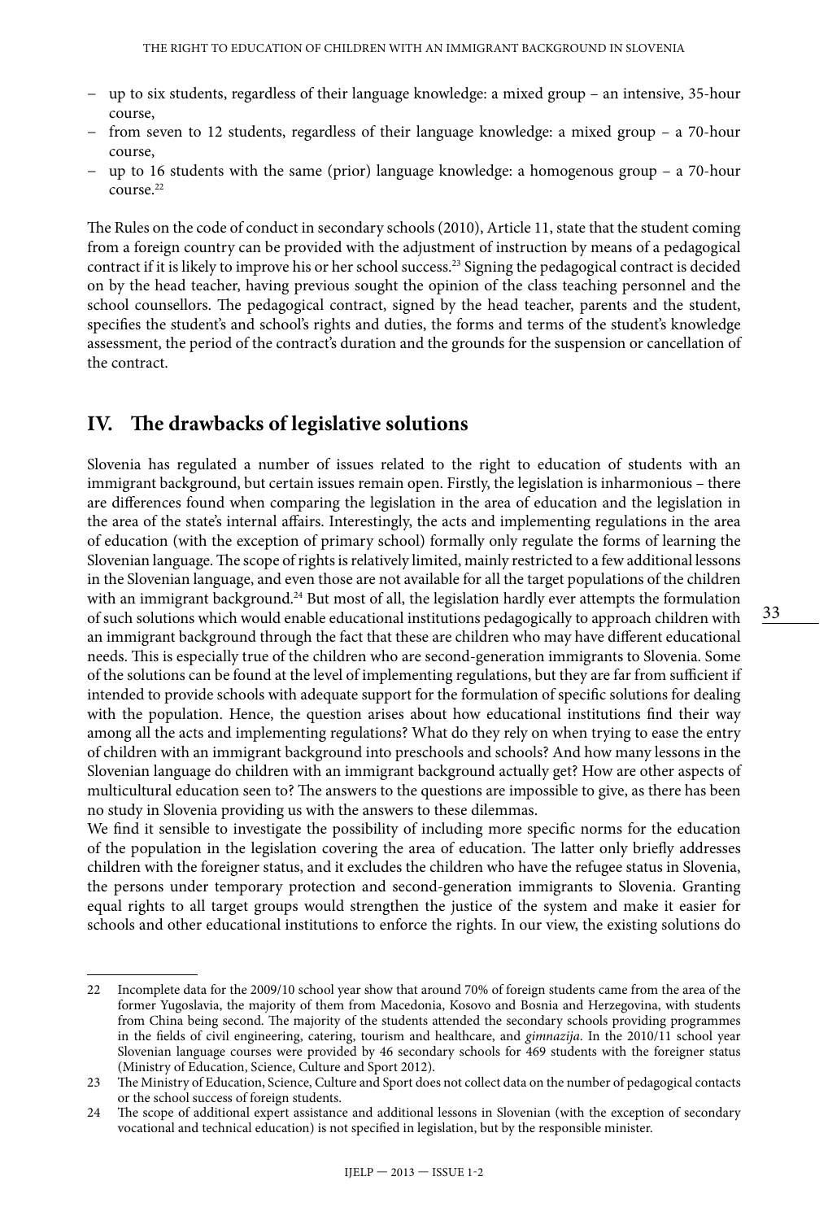- up to six students, regardless of their language knowledge: a mixed group – an intensive, 35-hour course,
- from seven to 12 students, regardless of their language knowledge: a mixed group – a 70-hour course,
- up to 16 students with the same (prior) language knowledge: a homogenous group – a 70-hour course.[22]

The Rules on the code of conduct in secondary schools (2010), Article 11, state that the student coming from a foreign country can be provided with the adjustment of instruction by means of a pedagogical contract if it is likely to improve his or her school success.[23] Signing the pedagogical contract is decided on by the head teacher, having previous sought the opinion of the class teaching personnel and the school counsellors. The pedagogical contract, signed by the head teacher, parents and the student, specifies the student's and school's rights and duties, the forms and terms of the student's knowledge assessment, the period of the contract's duration and the grounds for the suspension or cancellation of the contract.

## IV. The drawbacks of legislative solutions

Slovenia has regulated a number of issues related to the right to education of students with an immigrant background, but certain issues remain open. Firstly, the legislation is inharmonious – there are differences found when comparing the legislation in the area of education and the legislation in the area of the state's internal affairs. Interestingly, the acts and implementing regulations in the area of education (with the exception of primary school) formally only regulate the forms of learning the Slovenian language. The scope of rights is relatively limited, mainly restricted to a few additional lessons in the Slovenian language, and even those are not available for all the target populations of the children with an immigrant background.[24] But most of all, the legislation hardly ever attempts the formulation of such solutions which would enable educational institutions pedagogically to approach children with an immigrant background through the fact that these are children who may have different educational needs. This is especially true of the children who are second-generation immigrants to Slovenia. Some of the solutions can be found at the level of implementing regulations, but they are far from sufficient if intended to provide schools with adequate support for the formulation of specific solutions for dealing with the population. Hence, the question arises about how educational institutions find their way among all the acts and implementing regulations? What do they rely on when trying to ease the entry of children with an immigrant background into preschools and schools? And how many lessons in the Slovenian language do children with an immigrant background actually get? How are other aspects of multicultural education seen to? The answers to the questions are impossible to give, as there has been no study in Slovenia providing us with the answers to these dilemmas.

We find it sensible to investigate the possibility of including more specific norms for the education of the population in the legislation covering the area of education. The latter only briefly addresses children with the foreigner status, and it excludes the children who have the refugee status in Slovenia, the persons under temporary protection and second-generation immigrants to Slovenia. Granting equal rights to all target groups would strengthen the justice of the system and make it easier for schools and other educational institutions to enforce the rights. In our view, the existing solutions do

---

22 Incomplete data for the 2009/10 school year show that around 70% of foreign students came from the area of the former Yugoslavia, the majority of them from Macedonia, Kosovo and Bosnia and Herzegovina, with students from China being second. The majority of the students attended the secondary schools providing programmes in the fields of civil engineering, catering, tourism and healthcare, and *gimnazija*. In the 2010/11 school year Slovenian language courses were provided by 46 secondary schools for 469 students with the foreigner status (Ministry of Education, Science, Culture and Sport 2012).

23 The Ministry of Education, Science, Culture and Sport does not collect data on the number of pedagogical contacts or the school success of foreign students.

24 The scope of additional expert assistance and additional lessons in Slovenian (with the exception of secondary vocational and technical education) is not specified in legislation, but by the responsible minister.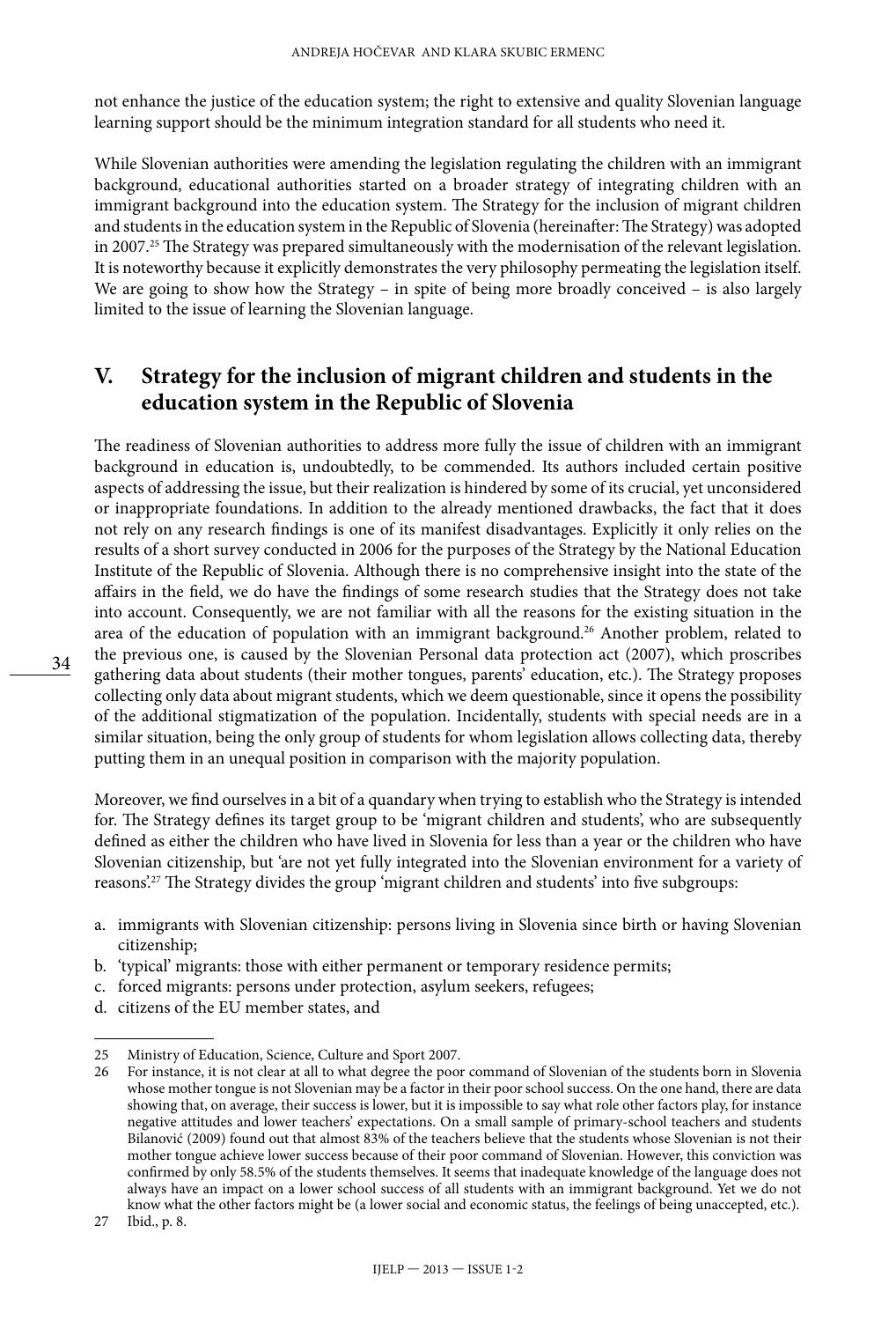not enhance the justice of the education system; the right to extensive and quality Slovenian language learning support should be the minimum integration standard for all students who need it.

While Slovenian authorities were amending the legislation regulating the children with an immigrant background, educational authorities started on a broader strategy of integrating children with an immigrant background into the education system. The Strategy for the inclusion of migrant children and students in the education system in the Republic of Slovenia (hereinafter: The Strategy) was adopted in 2007.[25] The Strategy was prepared simultaneously with the modernisation of the relevant legislation. It is noteworthy because it explicitly demonstrates the very philosophy permeating the legislation itself. We are going to show how the Strategy – in spite of being more broadly conceived – is also largely limited to the issue of learning the Slovenian language.

## V. Strategy for the inclusion of migrant children and students in the education system in the Republic of Slovenia

The readiness of Slovenian authorities to address more fully the issue of children with an immigrant background in education is, undoubtedly, to be commended. Its authors included certain positive aspects of addressing the issue, but their realization is hindered by some of its crucial, yet unconsidered or inappropriate foundations. In addition to the already mentioned drawbacks, the fact that it does not rely on any research findings is one of its manifest disadvantages. Explicitly it only relies on the results of a short survey conducted in 2006 for the purposes of the Strategy by the National Education Institute of the Republic of Slovenia. Although there is no comprehensive insight into the state of the affairs in the field, we do have the findings of some research studies that the Strategy does not take into account. Consequently, we are not familiar with all the reasons for the existing situation in the area of the education of population with an immigrant background.[26] Another problem, related to the previous one, is caused by the Slovenian Personal data protection act (2007), which proscribes gathering data about students (their mother tongues, parents' education, etc.). The Strategy proposes collecting only data about migrant students, which we deem questionable, since it opens the possibility of the additional stigmatization of the population. Incidentally, students with special needs are in a similar situation, being the only group of students for whom legislation allows collecting data, thereby putting them in an unequal position in comparison with the majority population.

Moreover, we find ourselves in a bit of a quandary when trying to establish who the Strategy is intended for. The Strategy defines its target group to be 'migrant children and students', who are subsequently defined as either the children who have lived in Slovenia for less than a year or the children who have Slovenian citizenship, but 'are not yet fully integrated into the Slovenian environment for a variety of reasons'.[27] The Strategy divides the group 'migrant children and students' into five subgroups:

a. immigrants with Slovenian citizenship: persons living in Slovenia since birth or having Slovenian citizenship;
b. 'typical' migrants: those with either permanent or temporary residence permits;
c. forced migrants: persons under protection, asylum seekers, refugees;
d. citizens of the EU member states, and

---

25 Ministry of Education, Science, Culture and Sport 2007.

26 For instance, it is not clear at all to what degree the poor command of Slovenian of the students born in Slovenia whose mother tongue is not Slovenian may be a factor in their poor school success. On the one hand, there are data showing that, on average, their success is lower, but it is impossible to say what role other factors play, for instance negative attitudes and lower teachers' expectations. On a small sample of primary-school teachers and students Bilanović (2009) found out that almost 83% of the teachers believe that the students whose Slovenian is not their mother tongue achieve lower success because of their poor command of Slovenian. However, this conviction was confirmed by only 58.5% of the students themselves. It seems that inadequate knowledge of the language does not always have an impact on a lower school success of all students with an immigrant background. Yet we do not know what the other factors might be (a lower social and economic status, the feelings of being unaccepted, etc.).

27 Ibid., p. 8.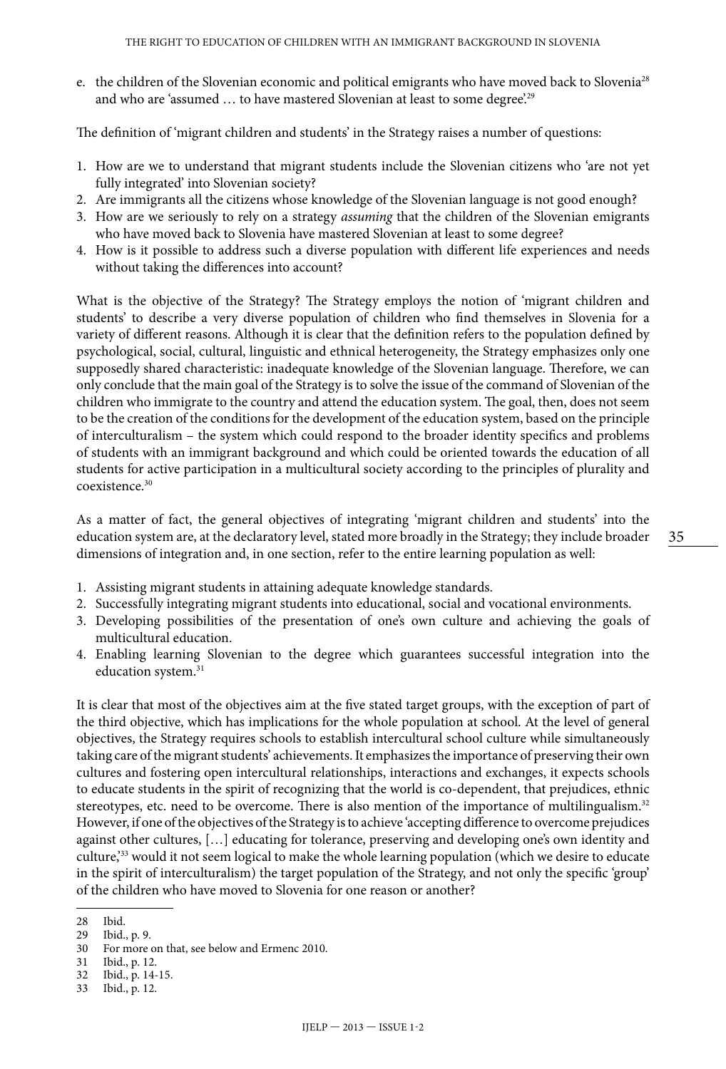e. the children of the Slovenian economic and political emigrants who have moved back to Slovenia[28] and who are 'assumed … to have mastered Slovenian at least to some degree'.[29]

The definition of 'migrant children and students' in the Strategy raises a number of questions:

1. How are we to understand that migrant students include the Slovenian citizens who 'are not yet fully integrated' into Slovenian society?
2. Are immigrants all the citizens whose knowledge of the Slovenian language is not good enough?
3. How are we seriously to rely on a strategy *assuming* that the children of the Slovenian emigrants who have moved back to Slovenia have mastered Slovenian at least to some degree?
4. How is it possible to address such a diverse population with different life experiences and needs without taking the differences into account?

What is the objective of the Strategy? The Strategy employs the notion of 'migrant children and students' to describe a very diverse population of children who find themselves in Slovenia for a variety of different reasons. Although it is clear that the definition refers to the population defined by psychological, social, cultural, linguistic and ethnical heterogeneity, the Strategy emphasizes only one supposedly shared characteristic: inadequate knowledge of the Slovenian language. Therefore, we can only conclude that the main goal of the Strategy is to solve the issue of the command of Slovenian of the children who immigrate to the country and attend the education system. The goal, then, does not seem to be the creation of the conditions for the development of the education system, based on the principle of interculturalism – the system which could respond to the broader identity specifics and problems of students with an immigrant background and which could be oriented towards the education of all students for active participation in a multicultural society according to the principles of plurality and coexistence.[30]

As a matter of fact, the general objectives of integrating 'migrant children and students' into the education system are, at the declaratory level, stated more broadly in the Strategy; they include broader dimensions of integration and, in one section, refer to the entire learning population as well:

1. Assisting migrant students in attaining adequate knowledge standards.
2. Successfully integrating migrant students into educational, social and vocational environments.
3. Developing possibilities of the presentation of one's own culture and achieving the goals of multicultural education.
4. Enabling learning Slovenian to the degree which guarantees successful integration into the education system.[31]

It is clear that most of the objectives aim at the five stated target groups, with the exception of part of the third objective, which has implications for the whole population at school. At the level of general objectives, the Strategy requires schools to establish intercultural school culture while simultaneously taking care of the migrant students' achievements. It emphasizes the importance of preserving their own cultures and fostering open intercultural relationships, interactions and exchanges, it expects schools to educate students in the spirit of recognizing that the world is co-dependent, that prejudices, ethnic stereotypes, etc. need to be overcome. There is also mention of the importance of multilingualism.[32] However, if one of the objectives of the Strategy is to achieve 'accepting difference to overcome prejudices against other cultures, […] educating for tolerance, preserving and developing one's own identity and culture,'[33] would it not seem logical to make the whole learning population (which we desire to educate in the spirit of interculturalism) the target population of the Strategy, and not only the specific 'group' of the children who have moved to Slovenia for one reason or another?

---

28 Ibid.

29 Ibid., p. 9.

30 For more on that, see below and Ermenc 2010.

31 Ibid., p. 12.

32 Ibid., p. 14-15.

33 Ibid., p. 12.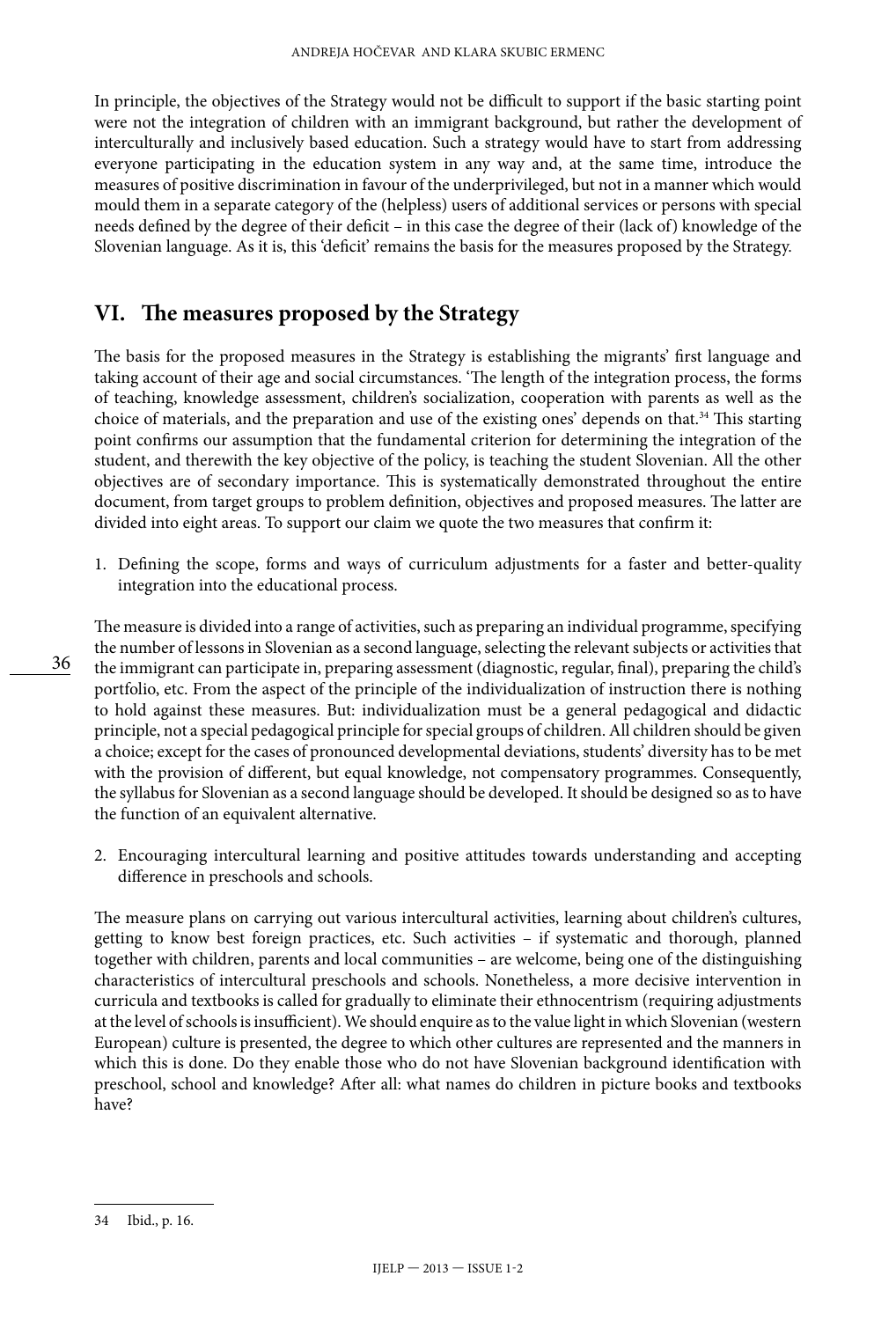In principle, the objectives of the Strategy would not be difficult to support if the basic starting point were not the integration of children with an immigrant background, but rather the development of interculturally and inclusively based education. Such a strategy would have to start from addressing everyone participating in the education system in any way and, at the same time, introduce the measures of positive discrimination in favour of the underprivileged, but not in a manner which would mould them in a separate category of the (helpless) users of additional services or persons with special needs defined by the degree of their deficit – in this case the degree of their (lack of) knowledge of the Slovenian language. As it is, this 'deficit' remains the basis for the measures proposed by the Strategy.

## VI. The measures proposed by the Strategy

The basis for the proposed measures in the Strategy is establishing the migrants' first language and taking account of their age and social circumstances. 'The length of the integration process, the forms of teaching, knowledge assessment, children's socialization, cooperation with parents as well as the choice of materials, and the preparation and use of the existing ones' depends on that.[34] This starting point confirms our assumption that the fundamental criterion for determining the integration of the student, and therewith the key objective of the policy, is teaching the student Slovenian. All the other objectives are of secondary importance. This is systematically demonstrated throughout the entire document, from target groups to problem definition, objectives and proposed measures. The latter are divided into eight areas. To support our claim we quote the two measures that confirm it:

1. Defining the scope, forms and ways of curriculum adjustments for a faster and better-quality integration into the educational process.

The measure is divided into a range of activities, such as preparing an individual programme, specifying the number of lessons in Slovenian as a second language, selecting the relevant subjects or activities that the immigrant can participate in, preparing assessment (diagnostic, regular, final), preparing the child's portfolio, etc. From the aspect of the principle of the individualization of instruction there is nothing to hold against these measures. But: individualization must be a general pedagogical and didactic principle, not a special pedagogical principle for special groups of children. All children should be given a choice; except for the cases of pronounced developmental deviations, students' diversity has to be met with the provision of different, but equal knowledge, not compensatory programmes. Consequently, the syllabus for Slovenian as a second language should be developed. It should be designed so as to have the function of an equivalent alternative.

2. Encouraging intercultural learning and positive attitudes towards understanding and accepting difference in preschools and schools.

The measure plans on carrying out various intercultural activities, learning about children's cultures, getting to know best foreign practices, etc. Such activities – if systematic and thorough, planned together with children, parents and local communities – are welcome, being one of the distinguishing characteristics of intercultural preschools and schools. Nonetheless, a more decisive intervention in curricula and textbooks is called for gradually to eliminate their ethnocentrism (requiring adjustments at the level of schools is insufficient). We should enquire as to the value light in which Slovenian (western European) culture is presented, the degree to which other cultures are represented and the manners in which this is done. Do they enable those who do not have Slovenian background identification with preschool, school and knowledge? After all: what names do children in picture books and textbooks have?

---

34 Ibid., p. 16.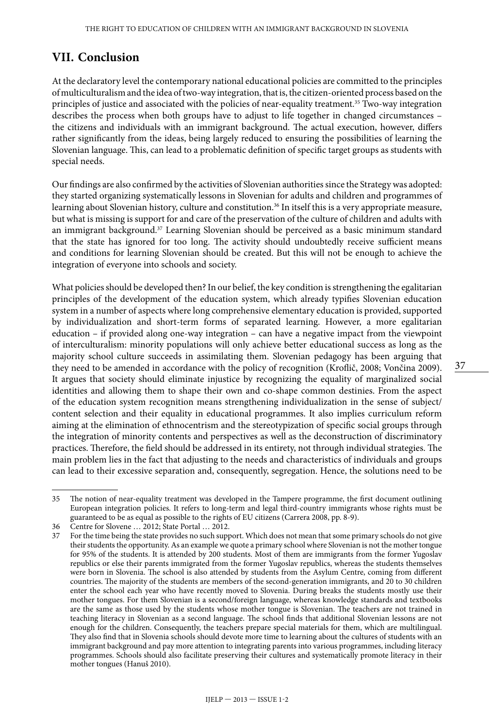## VII. Conclusion

At the declaratory level the contemporary national educational policies are committed to the principles of multiculturalism and the idea of two-way integration, that is, the citizen-oriented process based on the principles of justice and associated with the policies of near-equality treatment.[35] Two-way integration describes the process when both groups have to adjust to life together in changed circumstances – the citizens and individuals with an immigrant background. The actual execution, however, differs rather significantly from the ideas, being largely reduced to ensuring the possibilities of learning the Slovenian language. This, can lead to a problematic definition of specific target groups as students with special needs.

Our findings are also confirmed by the activities of Slovenian authorities since the Strategy was adopted: they started organizing systematically lessons in Slovenian for adults and children and programmes of learning about Slovenian history, culture and constitution.[36] In itself this is a very appropriate measure, but what is missing is support for and care of the preservation of the culture of children and adults with an immigrant background.[37] Learning Slovenian should be perceived as a basic minimum standard that the state has ignored for too long. The activity should undoubtedly receive sufficient means and conditions for learning Slovenian should be created. But this will not be enough to achieve the integration of everyone into schools and society.

What policies should be developed then? In our belief, the key condition is strengthening the egalitarian principles of the development of the education system, which already typifies Slovenian education system in a number of aspects where long comprehensive elementary education is provided, supported by individualization and short-term forms of separated learning. However, a more egalitarian education – if provided along one-way integration – can have a negative impact from the viewpoint of interculturalism: minority populations will only achieve better educational success as long as the majority school culture succeeds in assimilating them. Slovenian pedagogy has been arguing that they need to be amended in accordance with the policy of recognition (Kroflič, 2008; Vončina 2009). It argues that society should eliminate injustice by recognizing the equality of marginalized social identities and allowing them to shape their own and co-shape common destinies. From the aspect of the education system recognition means strengthening individualization in the sense of subject/content selection and their equality in educational programmes. It also implies curriculum reform aiming at the elimination of ethnocentrism and the stereotypization of specific social groups through the integration of minority contents and perspectives as well as the deconstruction of discriminatory practices. Therefore, the field should be addressed in its entirety, not through individual strategies. The main problem lies in the fact that adjusting to the needs and characteristics of individuals and groups can lead to their excessive separation and, consequently, segregation. Hence, the solutions need to be

---

35 The notion of near-equality treatment was developed in the Tampere programme, the first document outlining European integration policies. It refers to long-term and legal third-country immigrants whose rights must be guaranteed to be as equal as possible to the rights of EU citizens (Carrera 2008, pp. 8-9).

36 Centre for Slovene … 2012; State Portal … 2012.

37 For the time being the state provides no such support. Which does not mean that some primary schools do not give their students the opportunity. As an example we quote a primary school where Slovenian is not the mother tongue for 95% of the students. It is attended by 200 students. Most of them are immigrants from the former Yugoslav republics or else their parents immigrated from the former Yugoslav republics, whereas the students themselves were born in Slovenia. The school is also attended by students from the Asylum Centre, coming from different countries. The majority of the students are members of the second-generation immigrants, and 20 to 30 children enter the school each year who have recently moved to Slovenia. During breaks the students mostly use their mother tongues. For them Slovenian is a second/foreign language, whereas knowledge standards and textbooks are the same as those used by the students whose mother tongue is Slovenian. The teachers are not trained in teaching literacy in Slovenian as a second language. The school finds that additional Slovenian lessons are not enough for the children. Consequently, the teachers prepare special materials for them, which are multilingual. They also find that in Slovenia schools should devote more time to learning about the cultures of students with an immigrant background and pay more attention to integrating parents into various programmes, including literacy programmes. Schools should also facilitate preserving their cultures and systematically promote literacy in their mother tongues (Hanuš 2010).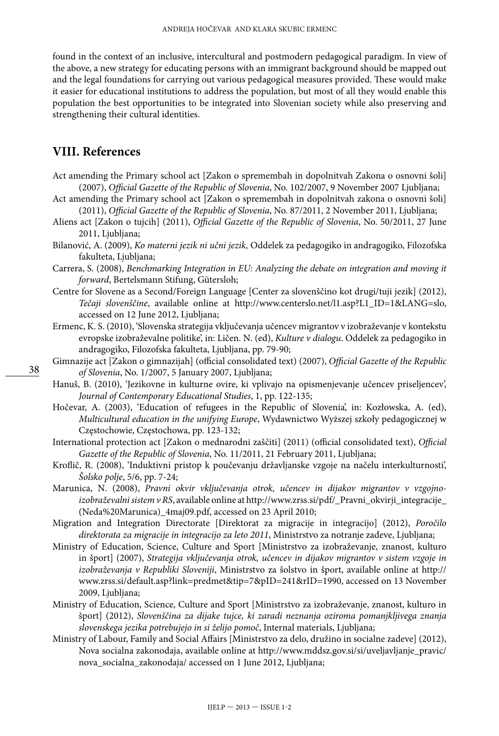found in the context of an inclusive, intercultural and postmodern pedagogical paradigm. In view of the above, a new strategy for educating persons with an immigrant background should be mapped out and the legal foundations for carrying out various pedagogical measures provided. These would make it easier for educational institutions to address the population, but most of all they would enable this population the best opportunities to be integrated into Slovenian society while also preserving and strengthening their cultural identities.

## VIII. References

Act amending the Primary school act [Zakon o spremembah in dopolnitvah Zakona o osnovni šoli] (2007), *Official Gazette of the Republic of Slovenia*, No. 102/2007, 9 November 2007 Ljubljana;

Act amending the Primary school act [Zakon o spremembah in dopolnitvah zakona o osnovni šoli] (2011), *Official Gazette of the Republic of Slovenia*, No. 87/2011, 2 November 2011, Ljubljana;

Aliens act [Zakon o tujcih] (2011), *Official Gazette of the Republic of Slovenia*, No. 50/2011, 27 June 2011, Ljubljana;

Bilanović, A. (2009), *Ko materni jezik ni učni jezik,* Oddelek za pedagogiko in andragogiko, Filozofska fakulteta, Ljubljana;

Carrera, S. (2008), *Benchmarking Integration in EU: Analyzing the debate on integration and moving it forward*, Bertelsmann Stifung, Gütersloh;

Centre for Slovene as a Second/Foreign Language [Center za slovenščino kot drugi/tuji jezik] (2012), *Tečaji slovenščine*, available online at http://www.centerslo.net/l1.asp?L1_ID=1&LANG=slo, accessed on 12 June 2012, Ljubljana;

Ermenc, K. S. (2010), 'Slovenska strategija vključevanja učencev migrantov v izobraževanje v kontekstu evropske izobraževalne politike', in: Ličen. N. (ed), *Kulture v dialogu*. Oddelek za pedagogiko in andragogiko, Filozofska fakulteta, Ljubljana, pp. 79-90;

Gimnazije act [Zakon o gimnazijah] (official consolidated text) (2007), *Official Gazette of the Republic of Slovenia*, No. 1/2007, 5 January 2007, Ljubljana;

Hanuš, B. (2010), 'Jezikovne in kulturne ovire, ki vplivajo na opismenjevanje učencev priseljencev', *Journal of Contemporary Educational Studies*, 1, pp. 122-135;

Hočevar, A. (2003), 'Education of refugees in the Republic of Slovenia', in: Kozłowska, A. (ed), *Multicultural education in the unifying Europe*, Wydawnictwo Wyższej szkoły pedagogicznej w Częstochowie, Częstochowa, pp. 123-132;

International protection act [Zakon o mednarodni zaščiti] (2011) (official consolidated text), *Official Gazette of the Republic of Slovenia*, No. 11/2011, 21 February 2011, Ljubljana;

Kroflič, R. (2008), 'Induktivni pristop k poučevanju državljanske vzgoje na načelu interkulturnosti', *Šolsko polje*, 5/6, pp. 7-24;

Marunica, N. (2008), *Pravni okvir vključevanja otrok, učencev in dijakov migrantov v vzgojno-izobraževalni sistem v RS*, available online at http://www.zrss.si/pdf/_Pravni_okvirji_integracije_(Neda%20Marunica)_4maj09.pdf, accessed on 23 April 2010;

Migration and Integration Directorate [Direktorat za migracije in integracijo] (2012), *Poročilo direktorata za migracije in integracijo za leto 2011*, Ministrstvo za notranje zadeve, Ljubljana;

Ministry of Education, Science, Culture and Sport [Ministrstvo za izobraževanje, znanost, kulturo in šport] (2007), *Strategija vključevanja otrok, učencev in dijakov migrantov v sistem vzgoje in izobraževanja v Republiki Sloveniji*, Ministrstvo za šolstvo in šport, available online at http://www.zrss.si/default.asp?link=predmet&tip=7&pID=241&rID=1990, accessed on 13 November 2009, Ljubljana;

Ministry of Education, Science, Culture and Sport [Ministrstvo za izobraževanje, znanost, kulturo in šport] (2012), *Slovenščina za dijake tujce, ki zaradi neznanja oziroma pomanjkljivega znanja slovenskega jezika potrebujejo in si želijo pomoč*, Internal materials, Ljubljana;

Ministry of Labour, Family and Social Affairs [Ministrstvo za delo, družino in socialne zadeve] (2012), Nova socialna zakonodaja, available online at http://www.mddsz.gov.si/si/uveljavljanje_pravic/nova_socialna_zakonodaja/ accessed on 1 June 2012, Ljubljana;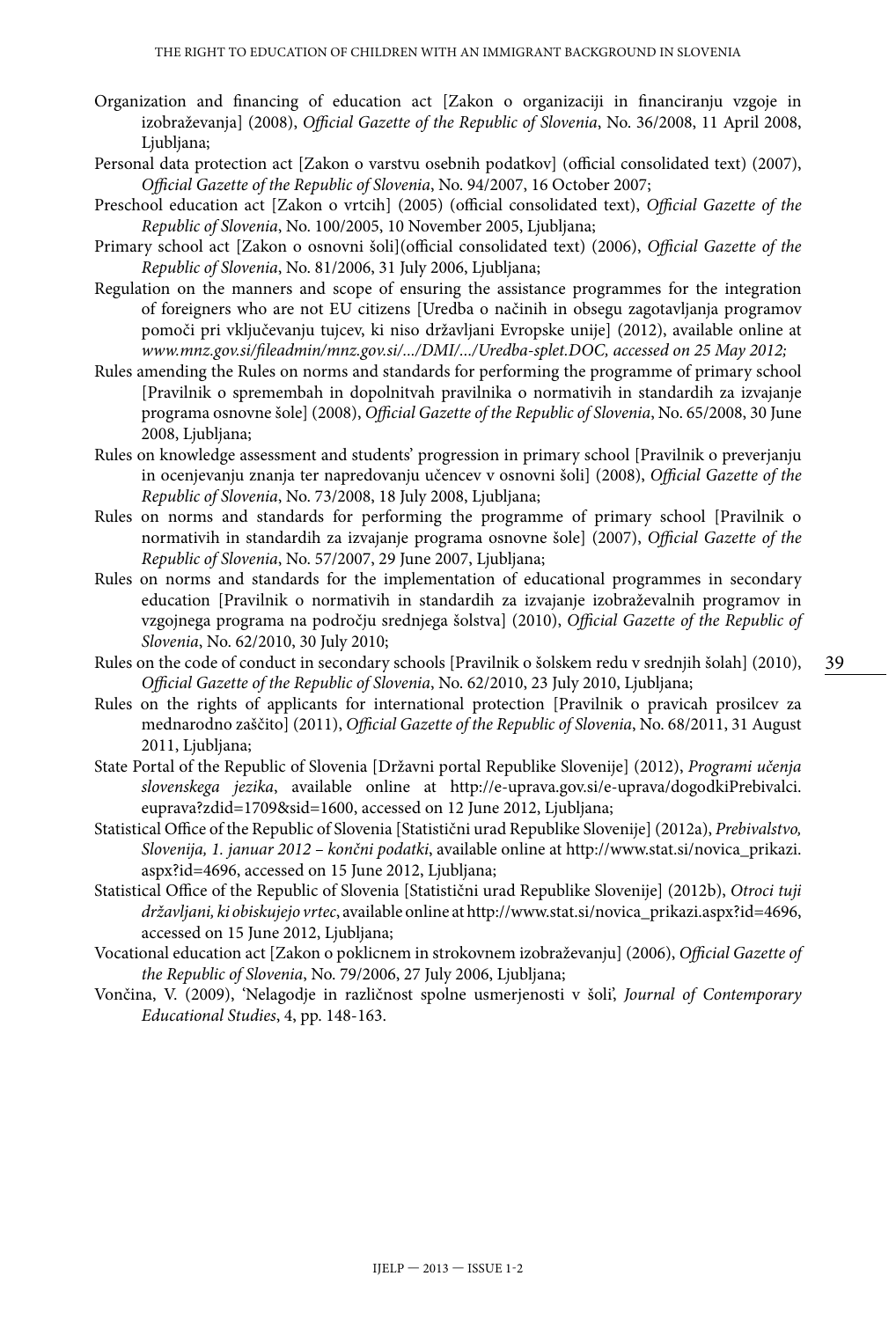Organization and financing of education act [Zakon o organizaciji in financiranju vzgoje in izobraževanja] (2008), *Official Gazette of the Republic of Slovenia*, No. 36/2008, 11 April 2008, Ljubljana;

Personal data protection act [Zakon o varstvu osebnih podatkov] (official consolidated text) (2007), *Official Gazette of the Republic of Slovenia*, No. 94/2007, 16 October 2007;

Preschool education act [Zakon o vrtcih] (2005) (official consolidated text), *Official Gazette of the Republic of Slovenia*, No. 100/2005, 10 November 2005, Ljubljana;

Primary school act [Zakon o osnovni šoli](official consolidated text) (2006), *Official Gazette of the Republic of Slovenia*, No. 81/2006, 31 July 2006, Ljubljana;

Regulation on the manners and scope of ensuring the assistance programmes for the integration of foreigners who are not EU citizens [Uredba o načinih in obsegu zagotavljanja programov pomoči pri vključevanju tujcev, ki niso državljani Evropske unije] (2012), available online at *www.mnz.gov.si/fileadmin/mnz.gov.si/.../DMI/.../Uredba-splet.DOC, accessed on 25 May 2012;*

Rules amending the Rules on norms and standards for performing the programme of primary school [Pravilnik o spremembah in dopolnitvah pravilnika o normativih in standardih za izvajanje programa osnovne šole] (2008), *Official Gazette of the Republic of Slovenia*, No. 65/2008, 30 June 2008, Ljubljana;

Rules on knowledge assessment and students' progression in primary school [Pravilnik o preverjanju in ocenjevanju znanja ter napredovanju učencev v osnovni šoli] (2008), *Official Gazette of the Republic of Slovenia*, No. 73/2008, 18 July 2008, Ljubljana;

Rules on norms and standards for performing the programme of primary school [Pravilnik o normativih in standardih za izvajanje programa osnovne šole] (2007), *Official Gazette of the Republic of Slovenia*, No. 57/2007, 29 June 2007, Ljubljana;

Rules on norms and standards for the implementation of educational programmes in secondary education [Pravilnik o normativih in standardih za izvajanje izobraževalnih programov in vzgojnega programa na področju srednjega šolstva] (2010), *Official Gazette of the Republic of Slovenia*, No. 62/2010, 30 July 2010;

Rules on the code of conduct in secondary schools [Pravilnik o šolskem redu v srednjih šolah] (2010), *Official Gazette of the Republic of Slovenia*, No. 62/2010, 23 July 2010, Ljubljana;

Rules on the rights of applicants for international protection [Pravilnik o pravicah prosilcev za mednarodno zaščito] (2011), *Official Gazette of the Republic of Slovenia*, No. 68/2011, 31 August 2011, Ljubljana;

State Portal of the Republic of Slovenia [Državni portal Republike Slovenije] (2012), *Programi učenja slovenskega jezika*, available online at http://e-uprava.gov.si/e-uprava/dogodkiPrebivalci.euprava?zdid=1709&sid=1600, accessed on 12 June 2012, Ljubljana;

Statistical Office of the Republic of Slovenia [Statistični urad Republike Slovenije] (2012a), *Prebivalstvo, Slovenija, 1. januar 2012 – končni podatki*, available online at http://www.stat.si/novica_prikazi.aspx?id=4696, accessed on 15 June 2012, Ljubljana;

Statistical Office of the Republic of Slovenia [Statistični urad Republike Slovenije] (2012b), *Otroci tuji državljani, ki obiskujejo vrtec*, available online at http://www.stat.si/novica_prikazi.aspx?id=4696, accessed on 15 June 2012, Ljubljana;

Vocational education act [Zakon o poklicnem in strokovnem izobraževanju] (2006), *Official Gazette of the Republic of Slovenia*, No. 79/2006, 27 July 2006, Ljubljana;

Vončina, V. (2009), 'Nelagodje in različnost spolne usmerjenosti v šoli', *Journal of Contemporary Educational Studies*, 4, pp. 148-163.